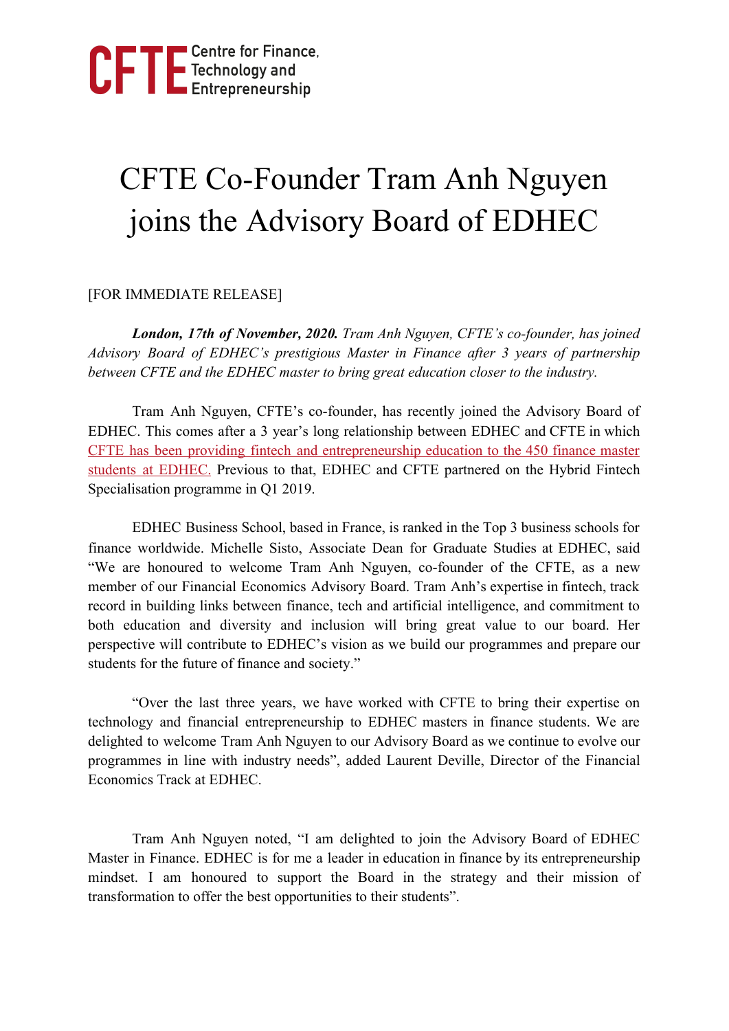CFTE Centre for Finance, Technology and Entrepreneurship

# CFTE Co-Founder Tram Anh Nguyen joins the Advisory Board of EDHEC

[FOR IMMEDIATE RELEASE]

***London, 17th of November, 2020.*** *Tram Anh Nguyen, CFTE's co-founder, has joined Advisory Board of EDHEC's prestigious Master in Finance after 3 years of partnership between CFTE and the EDHEC master to bring great education closer to the industry.*

Tram Anh Nguyen, CFTE's co-founder, has recently joined the Advisory Board of EDHEC. This comes after a 3 year's long relationship between EDHEC and CFTE in which CFTE has been providing fintech and entrepreneurship education to the 450 finance master students at EDHEC. Previous to that, EDHEC and CFTE partnered on the Hybrid Fintech Specialisation programme in Q1 2019.

EDHEC Business School, based in France, is ranked in the Top 3 business schools for finance worldwide. Michelle Sisto, Associate Dean for Graduate Studies at EDHEC, said "We are honoured to welcome Tram Anh Nguyen, co-founder of the CFTE, as a new member of our Financial Economics Advisory Board. Tram Anh's expertise in fintech, track record in building links between finance, tech and artificial intelligence, and commitment to both education and diversity and inclusion will bring great value to our board. Her perspective will contribute to EDHEC's vision as we build our programmes and prepare our students for the future of finance and society."

"Over the last three years, we have worked with CFTE to bring their expertise on technology and financial entrepreneurship to EDHEC masters in finance students. We are delighted to welcome Tram Anh Nguyen to our Advisory Board as we continue to evolve our programmes in line with industry needs", added Laurent Deville, Director of the Financial Economics Track at EDHEC.

Tram Anh Nguyen noted, "I am delighted to join the Advisory Board of EDHEC Master in Finance. EDHEC is for me a leader in education in finance by its entrepreneurship mindset. I am honoured to support the Board in the strategy and their mission of transformation to offer the best opportunities to their students".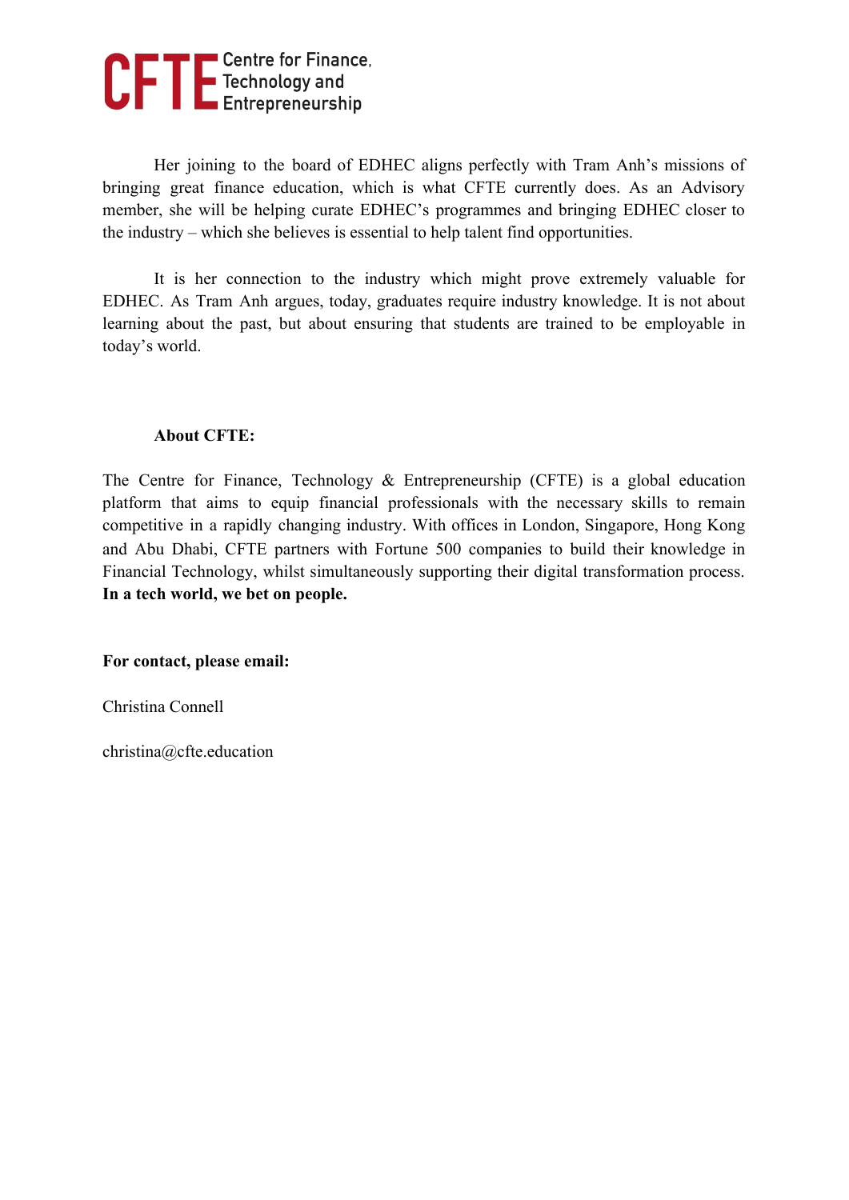Her joining to the board of EDHEC aligns perfectly with Tram Anh's missions of bringing great finance education, which is what CFTE currently does. As an Advisory member, she will be helping curate EDHEC's programmes and bringing EDHEC closer to the industry – which she believes is essential to help talent find opportunities.

It is her connection to the industry which might prove extremely valuable for EDHEC. As Tram Anh argues, today, graduates require industry knowledge. It is not about learning about the past, but about ensuring that students are trained to be employable in today's world.

**About CFTE:**

The Centre for Finance, Technology & Entrepreneurship (CFTE) is a global education platform that aims to equip financial professionals with the necessary skills to remain competitive in a rapidly changing industry. With offices in London, Singapore, Hong Kong and Abu Dhabi, CFTE partners with Fortune 500 companies to build their knowledge in Financial Technology, whilst simultaneously supporting their digital transformation process. **In a tech world, we bet on people.**

**For contact, please email:**

Christina Connell

christina@cfte.education